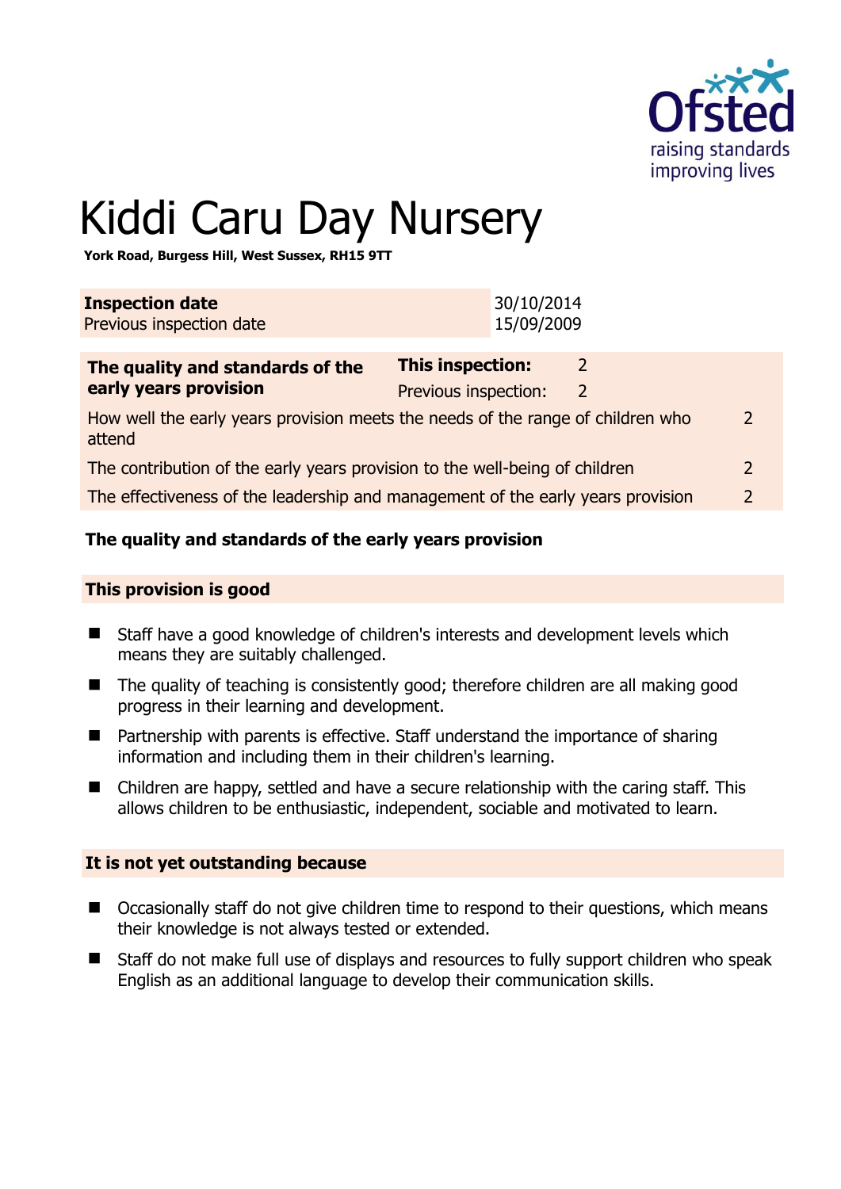# Kiddi Caru Day Nursery

**York Road, Burgess Hill, West Sussex, RH15 9TT**

| **Inspection date** | 30/10/2014 |
|---|---|
| Previous inspection date | 15/09/2009 |

| **The quality and standards of the early years provision** | **This inspection:** | 2 |
|---|---|---|
| | Previous inspection: | 2 |
| How well the early years provision meets the needs of the range of children who attend | | 2 |
| The contribution of the early years provision to the well-being of children | | 2 |
| The effectiveness of the leadership and management of the early years provision | | 2 |

## The quality and standards of the early years provision

### This provision is good

- Staff have a good knowledge of children's interests and development levels which means they are suitably challenged.
- The quality of teaching is consistently good; therefore children are all making good progress in their learning and development.
- Partnership with parents is effective. Staff understand the importance of sharing information and including them in their children's learning.
- Children are happy, settled and have a secure relationship with the caring staff. This allows children to be enthusiastic, independent, sociable and motivated to learn.

### It is not yet outstanding because

- Occasionally staff do not give children time to respond to their questions, which means their knowledge is not always tested or extended.
- Staff do not make full use of displays and resources to fully support children who speak English as an additional language to develop their communication skills.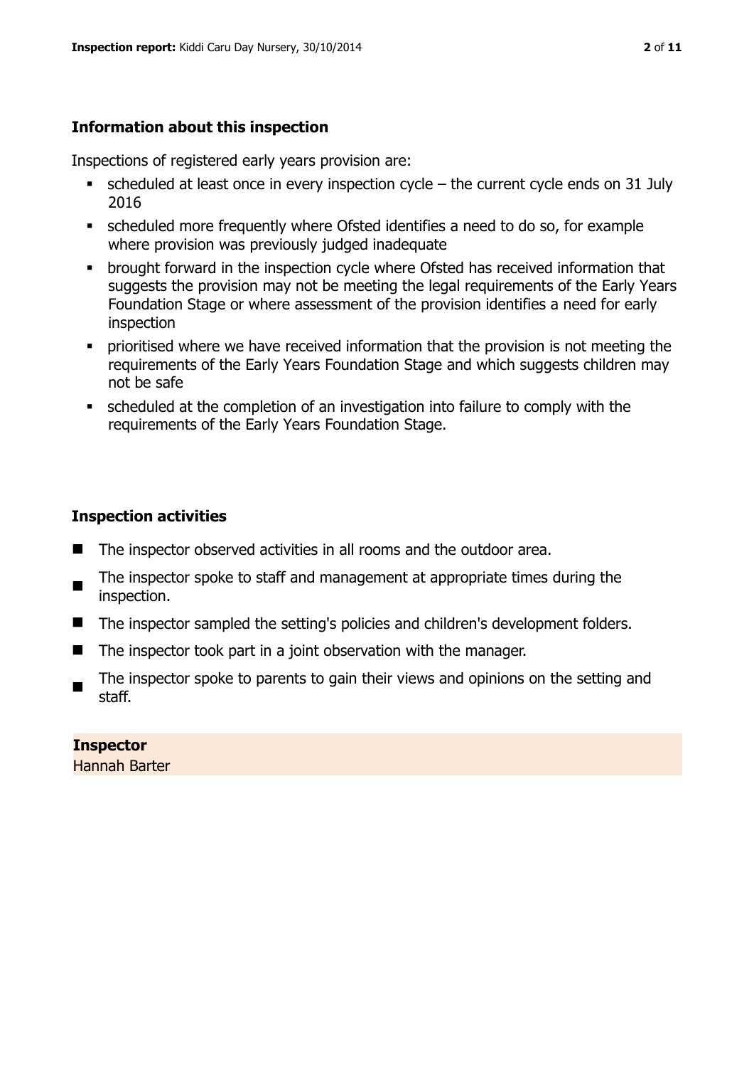## Information about this inspection

Inspections of registered early years provision are:

- scheduled at least once in every inspection cycle – the current cycle ends on 31 July 2016
- scheduled more frequently where Ofsted identifies a need to do so, for example where provision was previously judged inadequate
- brought forward in the inspection cycle where Ofsted has received information that suggests the provision may not be meeting the legal requirements of the Early Years Foundation Stage or where assessment of the provision identifies a need for early inspection
- prioritised where we have received information that the provision is not meeting the requirements of the Early Years Foundation Stage and which suggests children may not be safe
- scheduled at the completion of an investigation into failure to comply with the requirements of the Early Years Foundation Stage.

## Inspection activities

- The inspector observed activities in all rooms and the outdoor area.
- The inspector spoke to staff and management at appropriate times during the inspection.
- The inspector sampled the setting's policies and children's development folders.
- The inspector took part in a joint observation with the manager.
- The inspector spoke to parents to gain their views and opinions on the setting and staff.

**Inspector**
Hannah Barter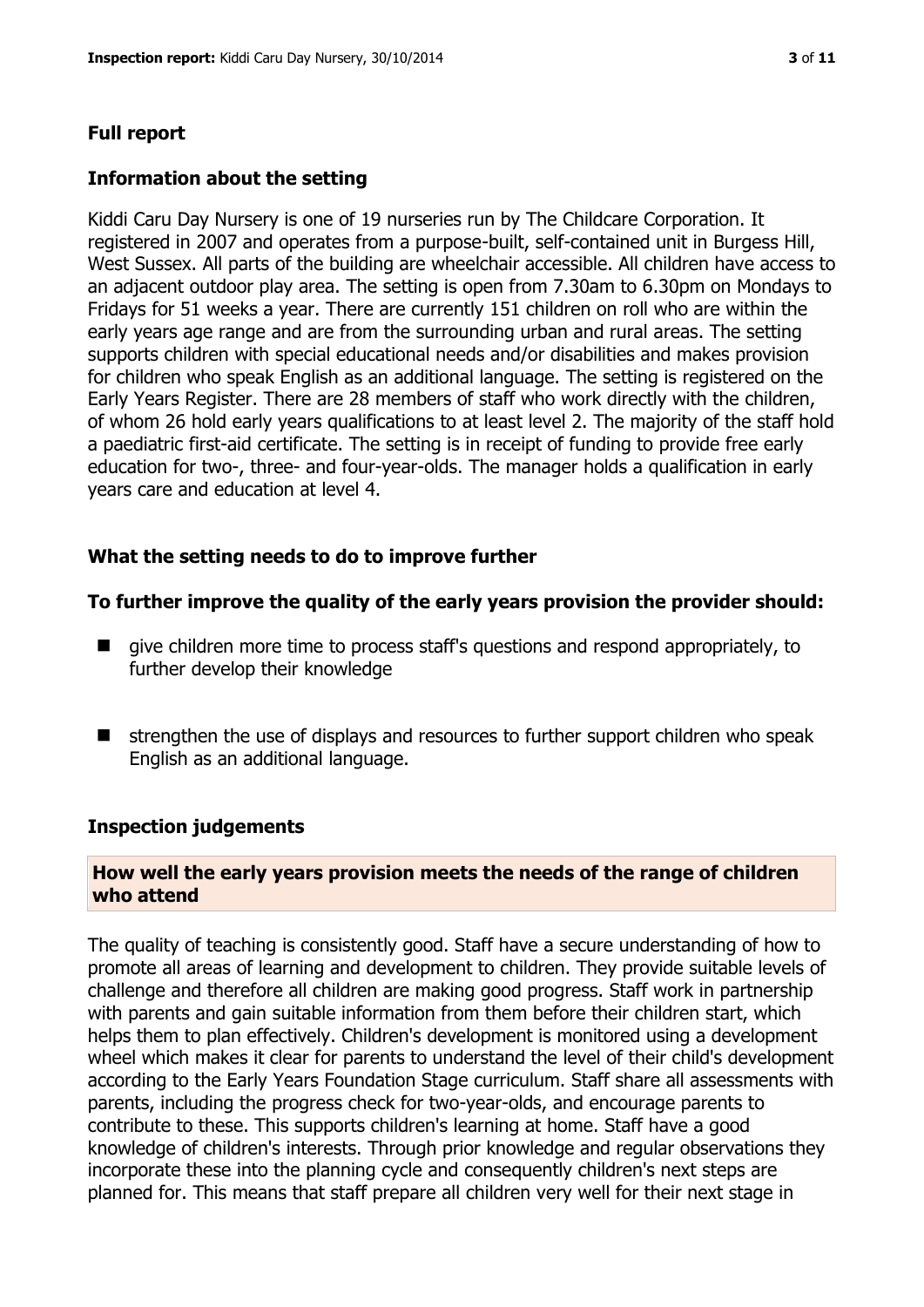## Full report

### Information about the setting

Kiddi Caru Day Nursery is one of 19 nurseries run by The Childcare Corporation. It registered in 2007 and operates from a purpose-built, self-contained unit in Burgess Hill, West Sussex. All parts of the building are wheelchair accessible. All children have access to an adjacent outdoor play area. The setting is open from 7.30am to 6.30pm on Mondays to Fridays for 51 weeks a year. There are currently 151 children on roll who are within the early years age range and are from the surrounding urban and rural areas. The setting supports children with special educational needs and/or disabilities and makes provision for children who speak English as an additional language. The setting is registered on the Early Years Register. There are 28 members of staff who work directly with the children, of whom 26 hold early years qualifications to at least level 2. The majority of the staff hold a paediatric first-aid certificate. The setting is in receipt of funding to provide free early education for two-, three- and four-year-olds. The manager holds a qualification in early years care and education at level 4.

### What the setting needs to do to improve further

**To further improve the quality of the early years provision the provider should:**

- give children more time to process staff's questions and respond appropriately, to further develop their knowledge
- strengthen the use of displays and resources to further support children who speak English as an additional language.

### Inspection judgements

#### How well the early years provision meets the needs of the range of children who attend

The quality of teaching is consistently good. Staff have a secure understanding of how to promote all areas of learning and development to children. They provide suitable levels of challenge and therefore all children are making good progress. Staff work in partnership with parents and gain suitable information from them before their children start, which helps them to plan effectively. Children's development is monitored using a development wheel which makes it clear for parents to understand the level of their child's development according to the Early Years Foundation Stage curriculum. Staff share all assessments with parents, including the progress check for two-year-olds, and encourage parents to contribute to these. This supports children's learning at home. Staff have a good knowledge of children's interests. Through prior knowledge and regular observations they incorporate these into the planning cycle and consequently children's next steps are planned for. This means that staff prepare all children very well for their next stage in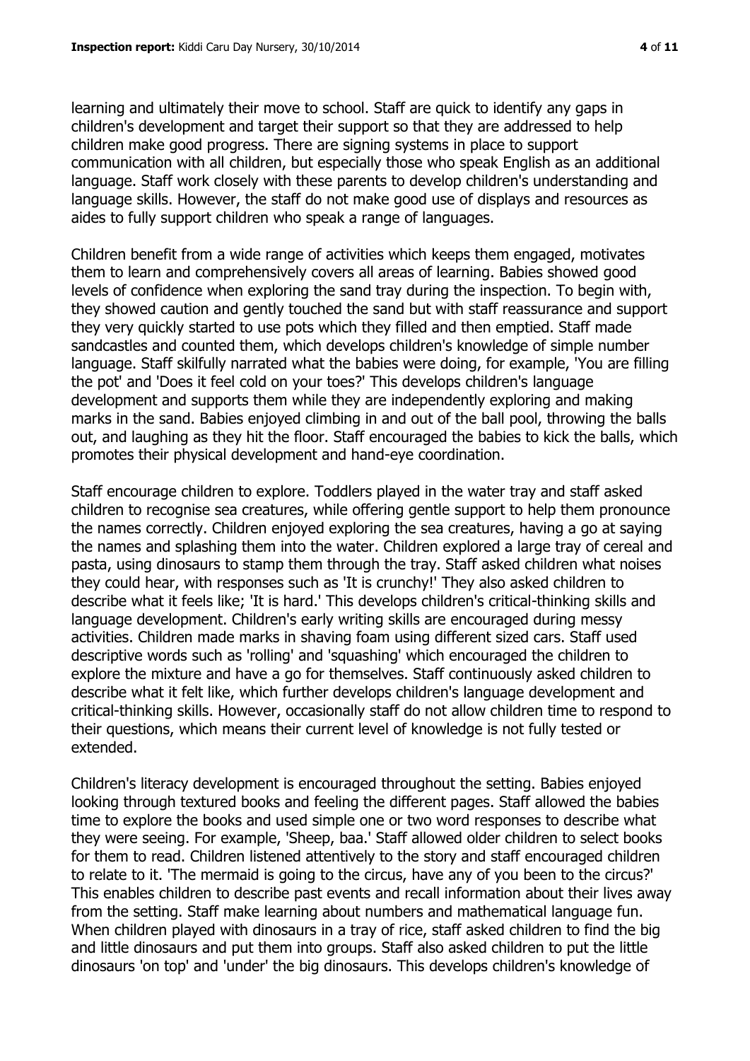learning and ultimately their move to school. Staff are quick to identify any gaps in children's development and target their support so that they are addressed to help children make good progress. There are signing systems in place to support communication with all children, but especially those who speak English as an additional language. Staff work closely with these parents to develop children's understanding and language skills. However, the staff do not make good use of displays and resources as aides to fully support children who speak a range of languages.

Children benefit from a wide range of activities which keeps them engaged, motivates them to learn and comprehensively covers all areas of learning. Babies showed good levels of confidence when exploring the sand tray during the inspection. To begin with, they showed caution and gently touched the sand but with staff reassurance and support they very quickly started to use pots which they filled and then emptied. Staff made sandcastles and counted them, which develops children's knowledge of simple number language. Staff skilfully narrated what the babies were doing, for example, 'You are filling the pot' and 'Does it feel cold on your toes?' This develops children's language development and supports them while they are independently exploring and making marks in the sand. Babies enjoyed climbing in and out of the ball pool, throwing the balls out, and laughing as they hit the floor. Staff encouraged the babies to kick the balls, which promotes their physical development and hand-eye coordination.

Staff encourage children to explore. Toddlers played in the water tray and staff asked children to recognise sea creatures, while offering gentle support to help them pronounce the names correctly. Children enjoyed exploring the sea creatures, having a go at saying the names and splashing them into the water. Children explored a large tray of cereal and pasta, using dinosaurs to stamp them through the tray. Staff asked children what noises they could hear, with responses such as 'It is crunchy!' They also asked children to describe what it feels like; 'It is hard.' This develops children's critical-thinking skills and language development. Children's early writing skills are encouraged during messy activities. Children made marks in shaving foam using different sized cars. Staff used descriptive words such as 'rolling' and 'squashing' which encouraged the children to explore the mixture and have a go for themselves. Staff continuously asked children to describe what it felt like, which further develops children's language development and critical-thinking skills. However, occasionally staff do not allow children time to respond to their questions, which means their current level of knowledge is not fully tested or extended.

Children's literacy development is encouraged throughout the setting. Babies enjoyed looking through textured books and feeling the different pages. Staff allowed the babies time to explore the books and used simple one or two word responses to describe what they were seeing. For example, 'Sheep, baa.' Staff allowed older children to select books for them to read. Children listened attentively to the story and staff encouraged children to relate to it. 'The mermaid is going to the circus, have any of you been to the circus?' This enables children to describe past events and recall information about their lives away from the setting. Staff make learning about numbers and mathematical language fun. When children played with dinosaurs in a tray of rice, staff asked children to find the big and little dinosaurs and put them into groups. Staff also asked children to put the little dinosaurs 'on top' and 'under' the big dinosaurs. This develops children's knowledge of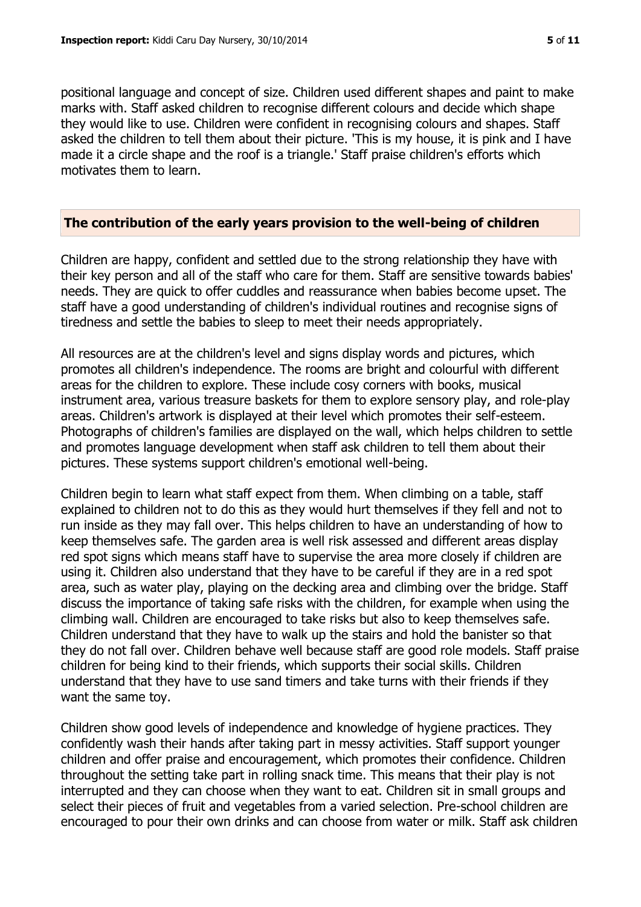positional language and concept of size. Children used different shapes and paint to make marks with. Staff asked children to recognise different colours and decide which shape they would like to use. Children were confident in recognising colours and shapes. Staff asked the children to tell them about their picture. 'This is my house, it is pink and I have made it a circle shape and the roof is a triangle.' Staff praise children's efforts which motivates them to learn.

## The contribution of the early years provision to the well-being of children

Children are happy, confident and settled due to the strong relationship they have with their key person and all of the staff who care for them. Staff are sensitive towards babies' needs. They are quick to offer cuddles and reassurance when babies become upset. The staff have a good understanding of children's individual routines and recognise signs of tiredness and settle the babies to sleep to meet their needs appropriately.

All resources are at the children's level and signs display words and pictures, which promotes all children's independence. The rooms are bright and colourful with different areas for the children to explore. These include cosy corners with books, musical instrument area, various treasure baskets for them to explore sensory play, and role-play areas. Children's artwork is displayed at their level which promotes their self-esteem. Photographs of children's families are displayed on the wall, which helps children to settle and promotes language development when staff ask children to tell them about their pictures. These systems support children's emotional well-being.

Children begin to learn what staff expect from them. When climbing on a table, staff explained to children not to do this as they would hurt themselves if they fell and not to run inside as they may fall over. This helps children to have an understanding of how to keep themselves safe. The garden area is well risk assessed and different areas display red spot signs which means staff have to supervise the area more closely if children are using it. Children also understand that they have to be careful if they are in a red spot area, such as water play, playing on the decking area and climbing over the bridge. Staff discuss the importance of taking safe risks with the children, for example when using the climbing wall. Children are encouraged to take risks but also to keep themselves safe. Children understand that they have to walk up the stairs and hold the banister so that they do not fall over. Children behave well because staff are good role models. Staff praise children for being kind to their friends, which supports their social skills. Children understand that they have to use sand timers and take turns with their friends if they want the same toy.

Children show good levels of independence and knowledge of hygiene practices. They confidently wash their hands after taking part in messy activities. Staff support younger children and offer praise and encouragement, which promotes their confidence. Children throughout the setting take part in rolling snack time. This means that their play is not interrupted and they can choose when they want to eat. Children sit in small groups and select their pieces of fruit and vegetables from a varied selection. Pre-school children are encouraged to pour their own drinks and can choose from water or milk. Staff ask children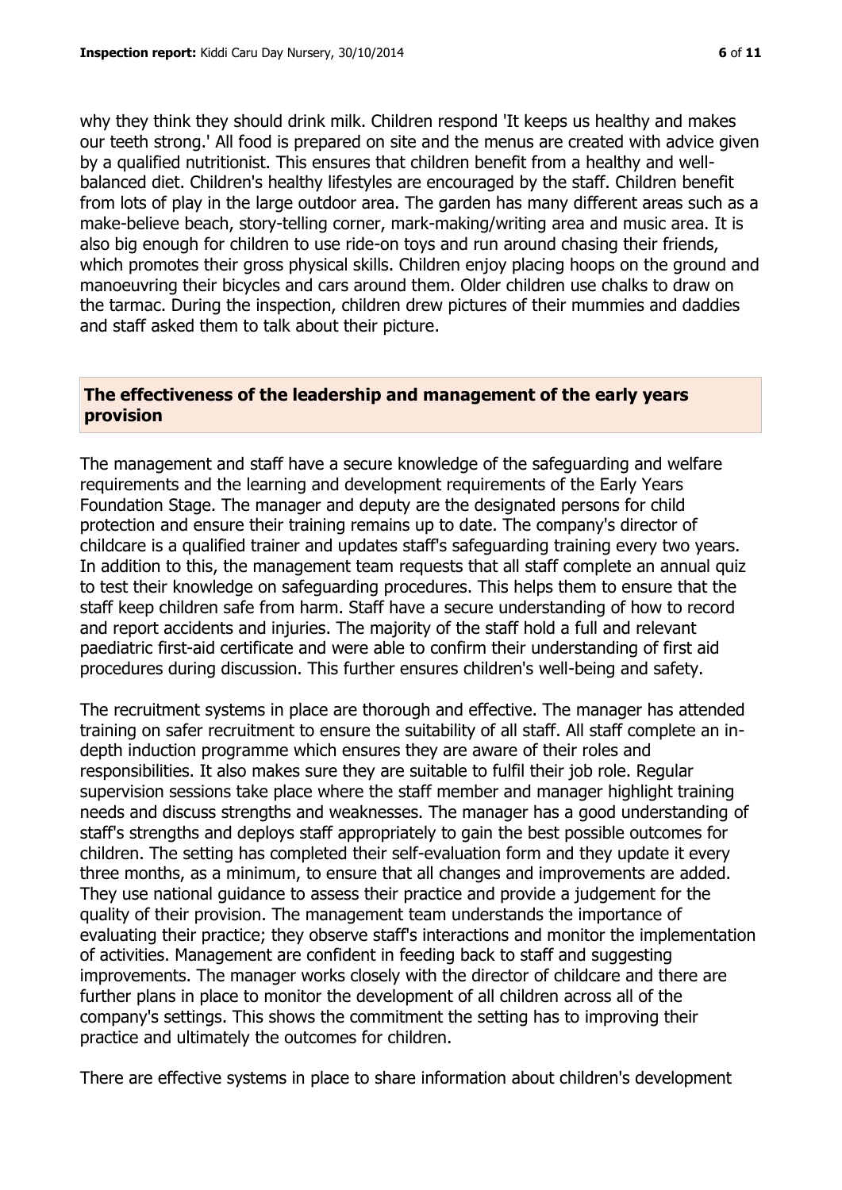why they think they should drink milk. Children respond 'It keeps us healthy and makes our teeth strong.' All food is prepared on site and the menus are created with advice given by a qualified nutritionist. This ensures that children benefit from a healthy and well-balanced diet. Children's healthy lifestyles are encouraged by the staff. Children benefit from lots of play in the large outdoor area. The garden has many different areas such as a make-believe beach, story-telling corner, mark-making/writing area and music area. It is also big enough for children to use ride-on toys and run around chasing their friends, which promotes their gross physical skills. Children enjoy placing hoops on the ground and manoeuvring their bicycles and cars around them. Older children use chalks to draw on the tarmac. During the inspection, children drew pictures of their mummies and daddies and staff asked them to talk about their picture.

## The effectiveness of the leadership and management of the early years provision

The management and staff have a secure knowledge of the safeguarding and welfare requirements and the learning and development requirements of the Early Years Foundation Stage. The manager and deputy are the designated persons for child protection and ensure their training remains up to date. The company's director of childcare is a qualified trainer and updates staff's safeguarding training every two years. In addition to this, the management team requests that all staff complete an annual quiz to test their knowledge on safeguarding procedures. This helps them to ensure that the staff keep children safe from harm. Staff have a secure understanding of how to record and report accidents and injuries. The majority of the staff hold a full and relevant paediatric first-aid certificate and were able to confirm their understanding of first aid procedures during discussion. This further ensures children's well-being and safety.

The recruitment systems in place are thorough and effective. The manager has attended training on safer recruitment to ensure the suitability of all staff. All staff complete an in-depth induction programme which ensures they are aware of their roles and responsibilities. It also makes sure they are suitable to fulfil their job role. Regular supervision sessions take place where the staff member and manager highlight training needs and discuss strengths and weaknesses. The manager has a good understanding of staff's strengths and deploys staff appropriately to gain the best possible outcomes for children. The setting has completed their self-evaluation form and they update it every three months, as a minimum, to ensure that all changes and improvements are added. They use national guidance to assess their practice and provide a judgement for the quality of their provision. The management team understands the importance of evaluating their practice; they observe staff's interactions and monitor the implementation of activities. Management are confident in feeding back to staff and suggesting improvements. The manager works closely with the director of childcare and there are further plans in place to monitor the development of all children across all of the company's settings. This shows the commitment the setting has to improving their practice and ultimately the outcomes for children.

There are effective systems in place to share information about children's development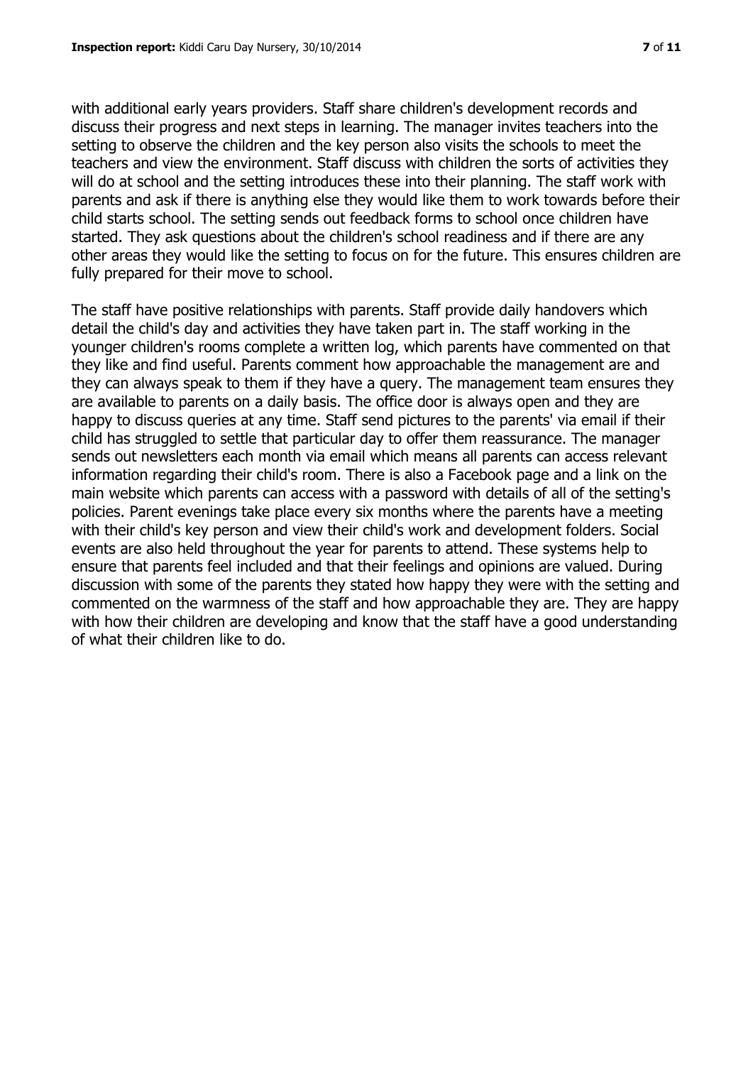with additional early years providers. Staff share children's development records and discuss their progress and next steps in learning. The manager invites teachers into the setting to observe the children and the key person also visits the schools to meet the teachers and view the environment. Staff discuss with children the sorts of activities they will do at school and the setting introduces these into their planning. The staff work with parents and ask if there is anything else they would like them to work towards before their child starts school. The setting sends out feedback forms to school once children have started. They ask questions about the children's school readiness and if there are any other areas they would like the setting to focus on for the future. This ensures children are fully prepared for their move to school.

The staff have positive relationships with parents. Staff provide daily handovers which detail the child's day and activities they have taken part in. The staff working in the younger children's rooms complete a written log, which parents have commented on that they like and find useful. Parents comment how approachable the management are and they can always speak to them if they have a query. The management team ensures they are available to parents on a daily basis. The office door is always open and they are happy to discuss queries at any time. Staff send pictures to the parents' via email if their child has struggled to settle that particular day to offer them reassurance. The manager sends out newsletters each month via email which means all parents can access relevant information regarding their child's room. There is also a Facebook page and a link on the main website which parents can access with a password with details of all of the setting's policies. Parent evenings take place every six months where the parents have a meeting with their child's key person and view their child's work and development folders. Social events are also held throughout the year for parents to attend. These systems help to ensure that parents feel included and that their feelings and opinions are valued. During discussion with some of the parents they stated how happy they were with the setting and commented on the warmness of the staff and how approachable they are. They are happy with how their children are developing and know that the staff have a good understanding of what their children like to do.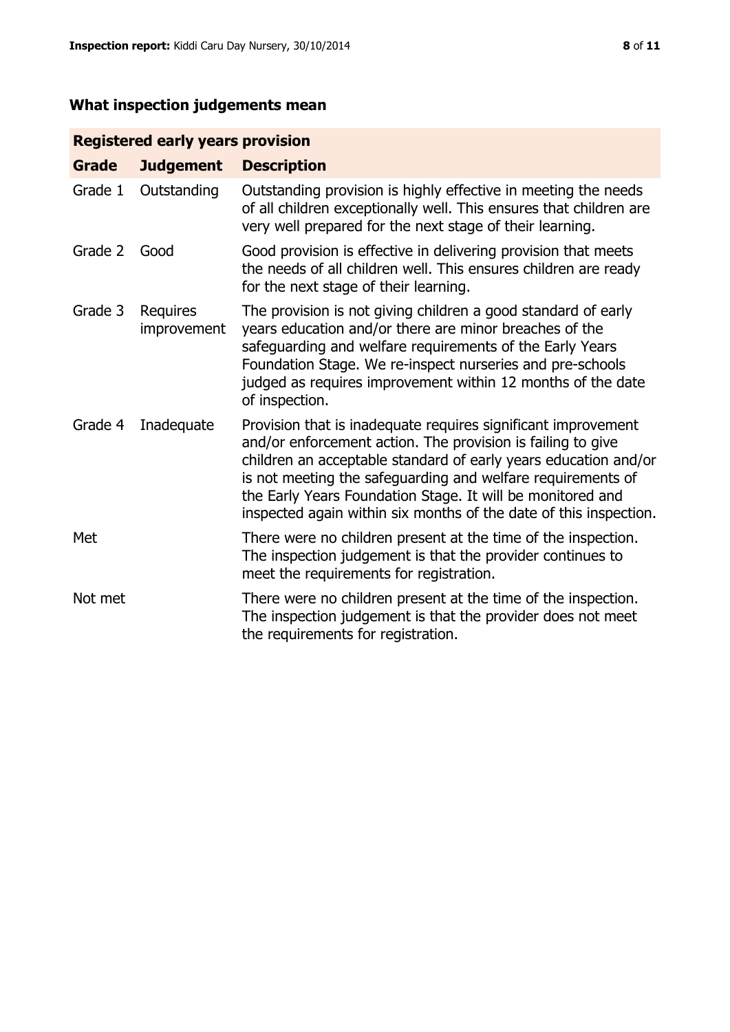## What inspection judgements mean

| Registered early years provision | | |
|---|---|---|
| **Grade** | **Judgement** | **Description** |
| Grade 1 | Outstanding | Outstanding provision is highly effective in meeting the needs of all children exceptionally well. This ensures that children are very well prepared for the next stage of their learning. |
| Grade 2 | Good | Good provision is effective in delivering provision that meets the needs of all children well. This ensures children are ready for the next stage of their learning. |
| Grade 3 | Requires improvement | The provision is not giving children a good standard of early years education and/or there are minor breaches of the safeguarding and welfare requirements of the Early Years Foundation Stage. We re-inspect nurseries and pre-schools judged as requires improvement within 12 months of the date of inspection. |
| Grade 4 | Inadequate | Provision that is inadequate requires significant improvement and/or enforcement action. The provision is failing to give children an acceptable standard of early years education and/or is not meeting the safeguarding and welfare requirements of the Early Years Foundation Stage. It will be monitored and inspected again within six months of the date of this inspection. |
| Met | | There were no children present at the time of the inspection. The inspection judgement is that the provider continues to meet the requirements for registration. |
| Not met | | There were no children present at the time of the inspection. The inspection judgement is that the provider does not meet the requirements for registration. |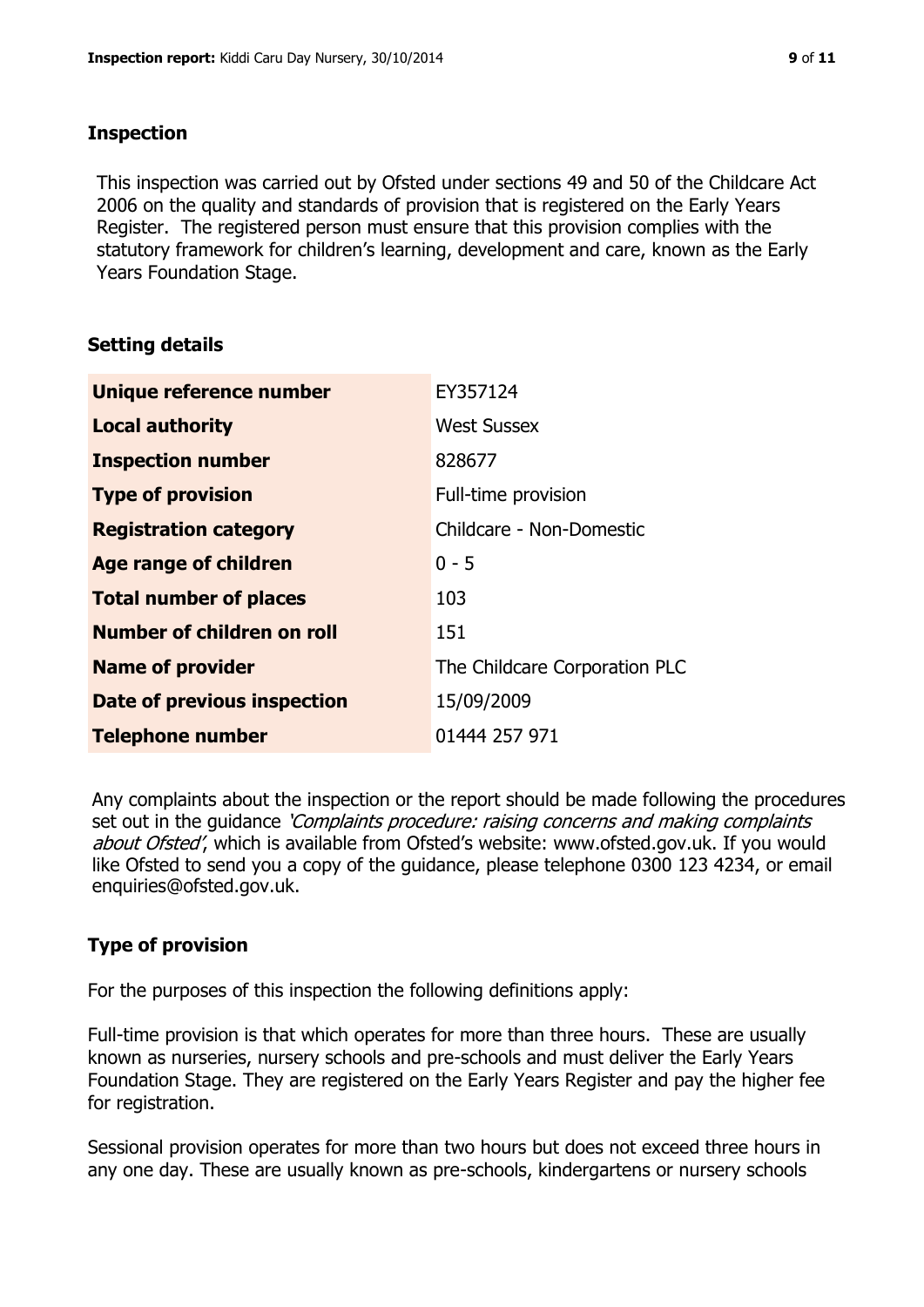## Inspection

This inspection was carried out by Ofsted under sections 49 and 50 of the Childcare Act 2006 on the quality and standards of provision that is registered on the Early Years Register. The registered person must ensure that this provision complies with the statutory framework for children's learning, development and care, known as the Early Years Foundation Stage.

## Setting details

| | |
|---|---|
| **Unique reference number** | EY357124 |
| **Local authority** | West Sussex |
| **Inspection number** | 828677 |
| **Type of provision** | Full-time provision |
| **Registration category** | Childcare - Non-Domestic |
| **Age range of children** | 0 - 5 |
| **Total number of places** | 103 |
| **Number of children on roll** | 151 |
| **Name of provider** | The Childcare Corporation PLC |
| **Date of previous inspection** | 15/09/2009 |
| **Telephone number** | 01444 257 971 |

Any complaints about the inspection or the report should be made following the procedures set out in the guidance *'Complaints procedure: raising concerns and making complaints about Ofsted'*, which is available from Ofsted's website: www.ofsted.gov.uk. If you would like Ofsted to send you a copy of the guidance, please telephone 0300 123 4234, or email enquiries@ofsted.gov.uk.

## Type of provision

For the purposes of this inspection the following definitions apply:

Full-time provision is that which operates for more than three hours. These are usually known as nurseries, nursery schools and pre-schools and must deliver the Early Years Foundation Stage. They are registered on the Early Years Register and pay the higher fee for registration.

Sessional provision operates for more than two hours but does not exceed three hours in any one day. These are usually known as pre-schools, kindergartens or nursery schools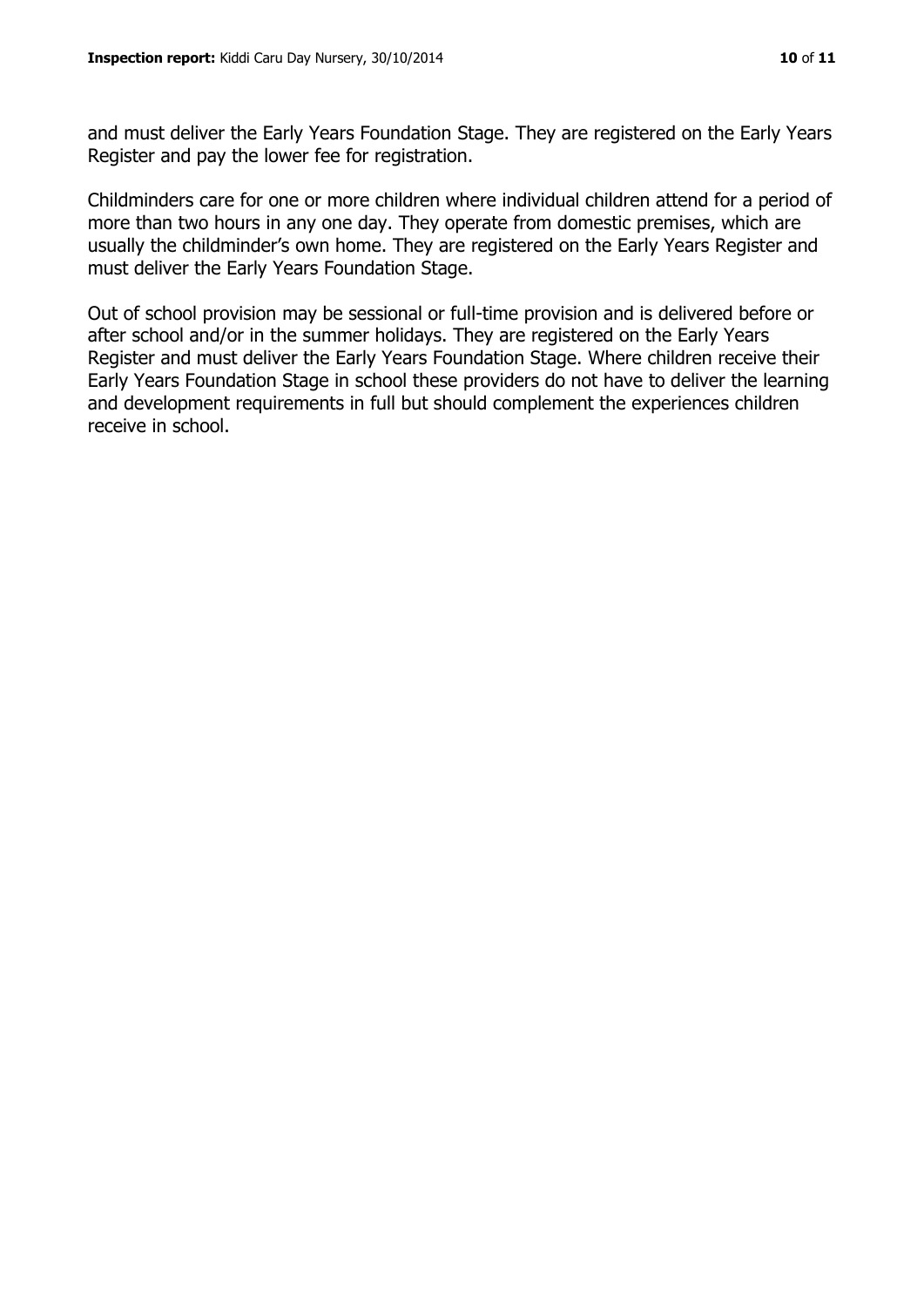and must deliver the Early Years Foundation Stage. They are registered on the Early Years Register and pay the lower fee for registration.

Childminders care for one or more children where individual children attend for a period of more than two hours in any one day. They operate from domestic premises, which are usually the childminder's own home. They are registered on the Early Years Register and must deliver the Early Years Foundation Stage.

Out of school provision may be sessional or full-time provision and is delivered before or after school and/or in the summer holidays. They are registered on the Early Years Register and must deliver the Early Years Foundation Stage. Where children receive their Early Years Foundation Stage in school these providers do not have to deliver the learning and development requirements in full but should complement the experiences children receive in school.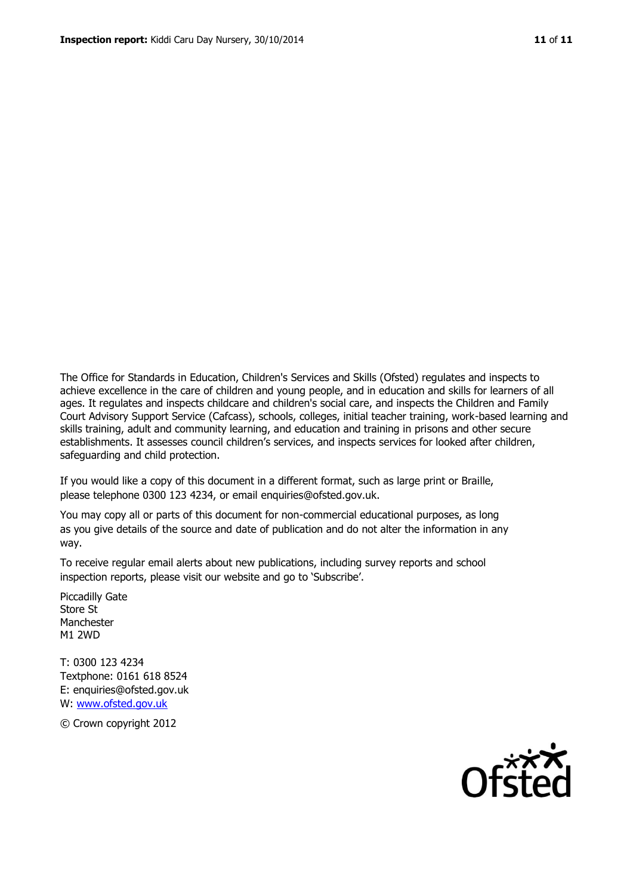The Office for Standards in Education, Children's Services and Skills (Ofsted) regulates and inspects to achieve excellence in the care of children and young people, and in education and skills for learners of all ages. It regulates and inspects childcare and children's social care, and inspects the Children and Family Court Advisory Support Service (Cafcass), schools, colleges, initial teacher training, work-based learning and skills training, adult and community learning, and education and training in prisons and other secure establishments. It assesses council children's services, and inspects services for looked after children, safeguarding and child protection.

If you would like a copy of this document in a different format, such as large print or Braille, please telephone 0300 123 4234, or email enquiries@ofsted.gov.uk.

You may copy all or parts of this document for non-commercial educational purposes, as long as you give details of the source and date of publication and do not alter the information in any way.

To receive regular email alerts about new publications, including survey reports and school inspection reports, please visit our website and go to 'Subscribe'.

Piccadilly Gate
Store St
Manchester
M1 2WD

T: 0300 123 4234
Textphone: 0161 618 8524
E: enquiries@ofsted.gov.uk
W: [www.ofsted.gov.uk](www.ofsted.gov.uk)

© Crown copyright 2012

Ofsted